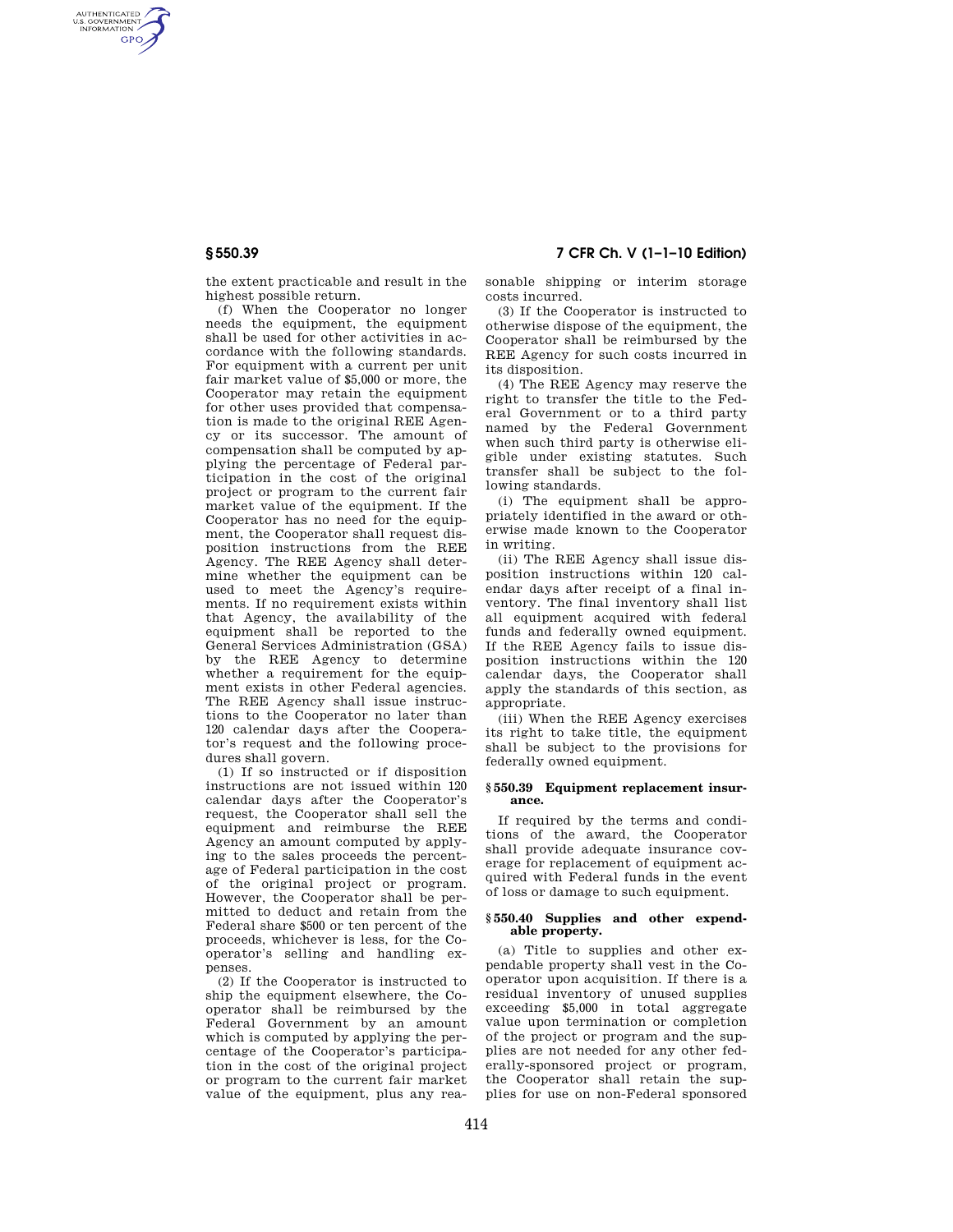the extent practicable and result in the highest possible return.

(f) When the Cooperator no longer needs the equipment, the equipment shall be used for other activities in accordance with the following standards. For equipment with a current per unit fair market value of $5,000 or more, the Cooperator may retain the equipment for other uses provided that compensation is made to the original REE Agency or its successor. The amount of compensation shall be computed by applying the percentage of Federal participation in the cost of the original project or program to the current fair market value of the equipment. If the Cooperator has no need for the equipment, the Cooperator shall request disposition instructions from the REE Agency. The REE Agency shall determine whether the equipment can be used to meet the Agency's requirements. If no requirement exists within that Agency, the availability of the equipment shall be reported to the General Services Administration (GSA) by the REE Agency to determine whether a requirement for the equipment exists in other Federal agencies. The REE Agency shall issue instructions to the Cooperator no later than 120 calendar days after the Cooperator's request and the following procedures shall govern.

(1) If so instructed or if disposition instructions are not issued within 120 calendar days after the Cooperator's request, the Cooperator shall sell the equipment and reimburse the REE Agency an amount computed by applying to the sales proceeds the percentage of Federal participation in the cost of the original project or program. However, the Cooperator shall be permitted to deduct and retain from the Federal share $500 or ten percent of the proceeds, whichever is less, for the Cooperator's selling and handling expenses.

(2) If the Cooperator is instructed to ship the equipment elsewhere, the Cooperator shall be reimbursed by the Federal Government by an amount which is computed by applying the percentage of the Cooperator's participation in the cost of the original project or program to the current fair market value of the equipment, plus any reasonable shipping or interim storage costs incurred.

(3) If the Cooperator is instructed to otherwise dispose of the equipment, the Cooperator shall be reimbursed by the REE Agency for such costs incurred in its disposition.

(4) The REE Agency may reserve the right to transfer the title to the Federal Government or to a third party named by the Federal Government when such third party is otherwise eligible under existing statutes. Such transfer shall be subject to the following standards.

(i) The equipment shall be appropriately identified in the award or otherwise made known to the Cooperator in writing.

(ii) The REE Agency shall issue disposition instructions within 120 calendar days after receipt of a final inventory. The final inventory shall list all equipment acquired with federal funds and federally owned equipment. If the REE Agency fails to issue disposition instructions within the 120 calendar days, the Cooperator shall apply the standards of this section, as appropriate.

(iii) When the REE Agency exercises its right to take title, the equipment shall be subject to the provisions for federally owned equipment.

### § 550.39 Equipment replacement insurance.

If required by the terms and conditions of the award, the Cooperator shall provide adequate insurance coverage for replacement of equipment acquired with Federal funds in the event of loss or damage to such equipment.

### § 550.40 Supplies and other expendable property.

(a) Title to supplies and other expendable property shall vest in the Cooperator upon acquisition. If there is a residual inventory of unused supplies exceeding $5,000 in total aggregate value upon termination or completion of the project or program and the supplies are not needed for any other federally-sponsored project or program, the Cooperator shall retain the supplies for use on non-Federal sponsored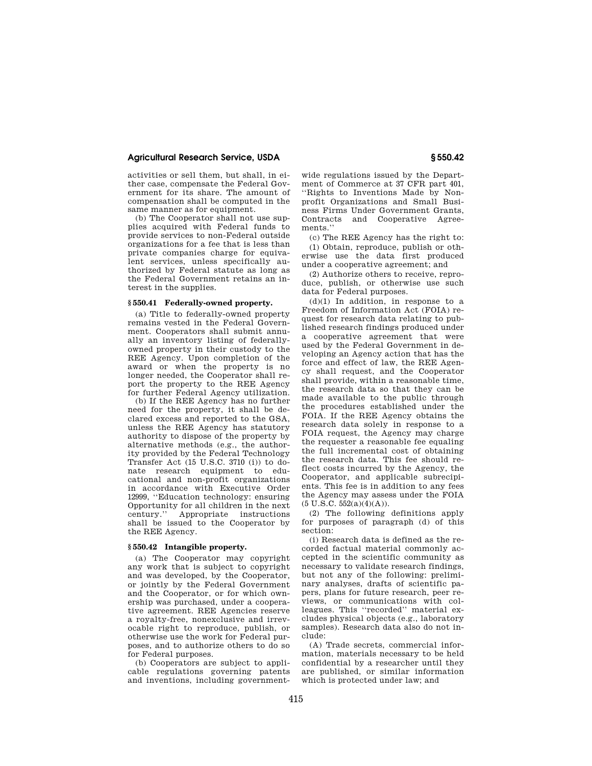activities or sell them, but shall, in either case, compensate the Federal Government for its share. The amount of compensation shall be computed in the same manner as for equipment.

(b) The Cooperator shall not use supplies acquired with Federal funds to provide services to non-Federal outside organizations for a fee that is less than private companies charge for equivalent services, unless specifically authorized by Federal statute as long as the Federal Government retains an interest in the supplies.

### § 550.41 Federally-owned property.

(a) Title to federally-owned property remains vested in the Federal Government. Cooperators shall submit annually an inventory listing of federally-owned property in their custody to the REE Agency. Upon completion of the award or when the property is no longer needed, the Cooperator shall report the property to the REE Agency for further Federal Agency utilization.

(b) If the REE Agency has no further need for the property, it shall be declared excess and reported to the GSA, unless the REE Agency has statutory authority to dispose of the property by alternative methods (e.g., the authority provided by the Federal Technology Transfer Act (15 U.S.C. 3710 (i)) to donate research equipment to educational and non-profit organizations in accordance with Executive Order 12999, ''Education technology: ensuring Opportunity for all children in the next century.'' Appropriate instructions shall be issued to the Cooperator by the REE Agency.

### § 550.42 Intangible property.

(a) The Cooperator may copyright any work that is subject to copyright and was developed, by the Cooperator, or jointly by the Federal Government and the Cooperator, or for which ownership was purchased, under a cooperative agreement. REE Agencies reserve a royalty-free, nonexclusive and irrevocable right to reproduce, publish, or otherwise use the work for Federal purposes, and to authorize others to do so for Federal purposes.

(b) Cooperators are subject to applicable regulations governing patents and inventions, including government-wide regulations issued by the Department of Commerce at 37 CFR part 401, ''Rights to Inventions Made by Nonprofit Organizations and Small Business Firms Under Government Grants, Contracts and Cooperative Agreements.''

(c) The REE Agency has the right to:

(1) Obtain, reproduce, publish or otherwise use the data first produced under a cooperative agreement; and

(2) Authorize others to receive, reproduce, publish, or otherwise use such data for Federal purposes.

(d)(1) In addition, in response to a Freedom of Information Act (FOIA) request for research data relating to published research findings produced under a cooperative agreement that were used by the Federal Government in developing an Agency action that has the force and effect of law, the REE Agency shall request, and the Cooperator shall provide, within a reasonable time, the research data so that they can be made available to the public through the procedures established under the FOIA. If the REE Agency obtains the research data solely in response to a FOIA request, the Agency may charge the requester a reasonable fee equaling the full incremental cost of obtaining the research data. This fee should reflect costs incurred by the Agency, the Cooperator, and applicable subrecipients. This fee is in addition to any fees the Agency may assess under the FOIA (5 U.S.C. 552(a)(4)(A)).

(2) The following definitions apply for purposes of paragraph (d) of this section:

(i) Research data is defined as the recorded factual material commonly accepted in the scientific community as necessary to validate research findings, but not any of the following: preliminary analyses, drafts of scientific papers, plans for future research, peer reviews, or communications with colleagues. This ''recorded'' material excludes physical objects (e.g., laboratory samples). Research data also do not include:

(A) Trade secrets, commercial information, materials necessary to be held confidential by a researcher until they are published, or similar information which is protected under law; and